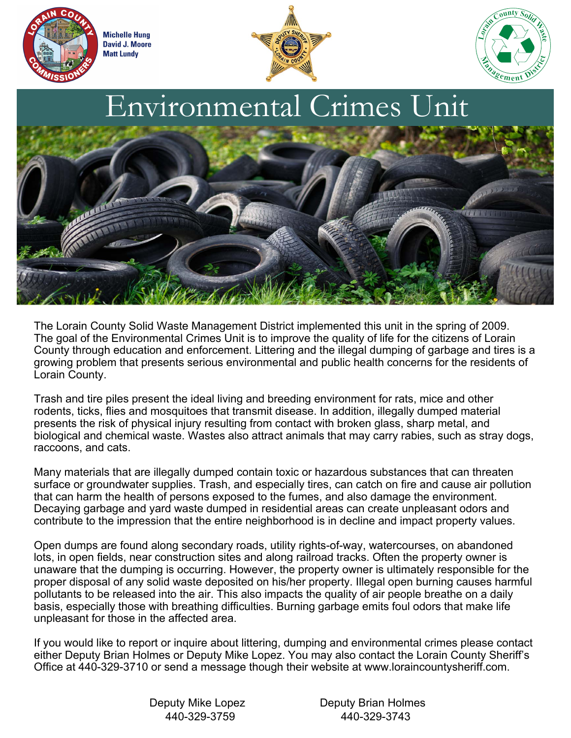Michelle Hung
David J. Moore
Matt Lundy

# Environmental Crimes Unit

The Lorain County Solid Waste Management District implemented this unit in the spring of 2009. The goal of the Environmental Crimes Unit is to improve the quality of life for the citizens of Lorain County through education and enforcement. Littering and the illegal dumping of garbage and tires is a growing problem that presents serious environmental and public health concerns for the residents of Lorain County.

Trash and tire piles present the ideal living and breeding environment for rats, mice and other rodents, ticks, flies and mosquitoes that transmit disease. In addition, illegally dumped material presents the risk of physical injury resulting from contact with broken glass, sharp metal, and biological and chemical waste. Wastes also attract animals that may carry rabies, such as stray dogs, raccoons, and cats.

Many materials that are illegally dumped contain toxic or hazardous substances that can threaten surface or groundwater supplies. Trash, and especially tires, can catch on fire and cause air pollution that can harm the health of persons exposed to the fumes, and also damage the environment. Decaying garbage and yard waste dumped in residential areas can create unpleasant odors and contribute to the impression that the entire neighborhood is in decline and impact property values.

Open dumps are found along secondary roads, utility rights-of-way, watercourses, on abandoned lots, in open fields, near construction sites and along railroad tracks. Often the property owner is unaware that the dumping is occurring. However, the property owner is ultimately responsible for the proper disposal of any solid waste deposited on his/her property. Illegal open burning causes harmful pollutants to be released into the air. This also impacts the quality of air people breathe on a daily basis, especially those with breathing difficulties. Burning garbage emits foul odors that make life unpleasant for those in the affected area.

If you would like to report or inquire about littering, dumping and environmental crimes please contact either Deputy Brian Holmes or Deputy Mike Lopez. You may also contact the Lorain County Sheriff's Office at 440-329-3710 or send a message though their website at www.loraincountysheriff.com.

Deputy Mike Lopez
440-329-3759

Deputy Brian Holmes
440-329-3743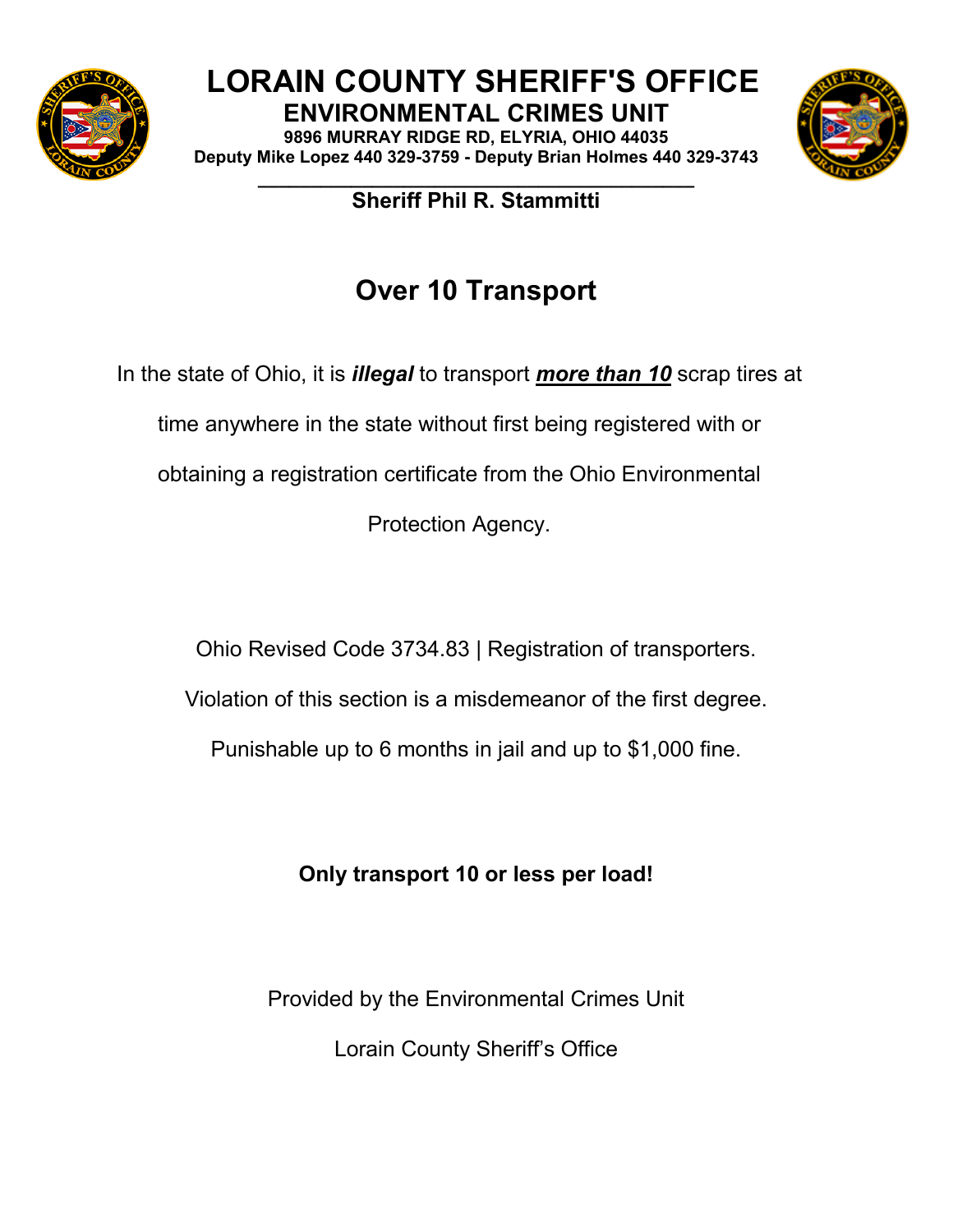# LORAIN COUNTY SHERIFF'S OFFICE

## ENVIRONMENTAL CRIMES UNIT

**9896 MURRAY RIDGE RD, ELYRIA, OHIO 44035**

**Deputy Mike Lopez 440 329-3759 - Deputy Brian Holmes 440 329-3743**

**Sheriff Phil R. Stammitti**

## Over 10 Transport

In the state of Ohio, it is ***illegal*** to transport ***more than 10*** scrap tires at time anywhere in the state without first being registered with or obtaining a registration certificate from the Ohio Environmental Protection Agency.

Ohio Revised Code 3734.83 | Registration of transporters.

Violation of this section is a misdemeanor of the first degree.

Punishable up to 6 months in jail and up to $1,000 fine.

**Only transport 10 or less per load!**

Provided by the Environmental Crimes Unit

Lorain County Sheriff's Office